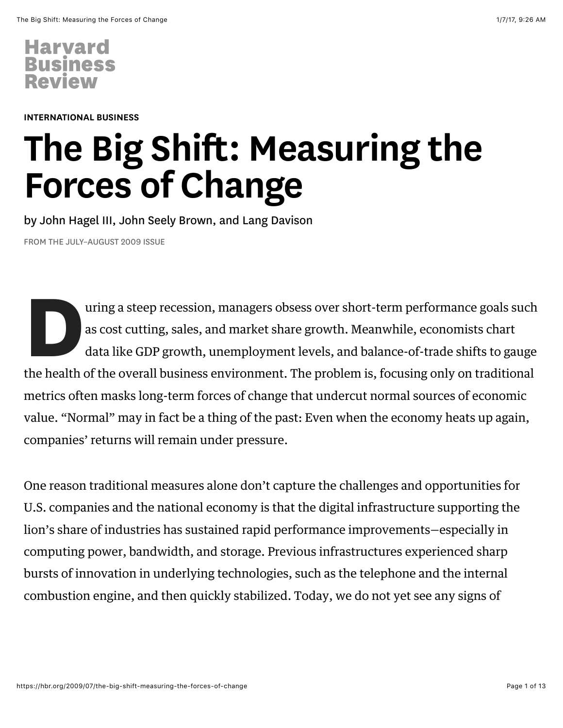Harvard Business Review

INTERNATIONAL BUSINESS

# The Big Shift: Measuring the Forces of Change

by John Hagel III, John Seely Brown, and Lang Davison

FROM THE JULY–AUGUST 2009 ISSUE

During a steep recession, managers obsess over short-term performance goals such as cost cutting, sales, and market share growth. Meanwhile, economists chart data like GDP growth, unemployment levels, and balance-of-trade shifts to gauge the health of the overall business environment. The problem is, focusing only on traditional metrics often masks long-term forces of change that undercut normal sources of economic value. "Normal" may in fact be a thing of the past: Even when the economy heats up again, companies' returns will remain under pressure.

One reason traditional measures alone don't capture the challenges and opportunities for U.S. companies and the national economy is that the digital infrastructure supporting the lion's share of industries has sustained rapid performance improvements—especially in computing power, bandwidth, and storage. Previous infrastructures experienced sharp bursts of innovation in underlying technologies, such as the telephone and the internal combustion engine, and then quickly stabilized. Today, we do not yet see any signs of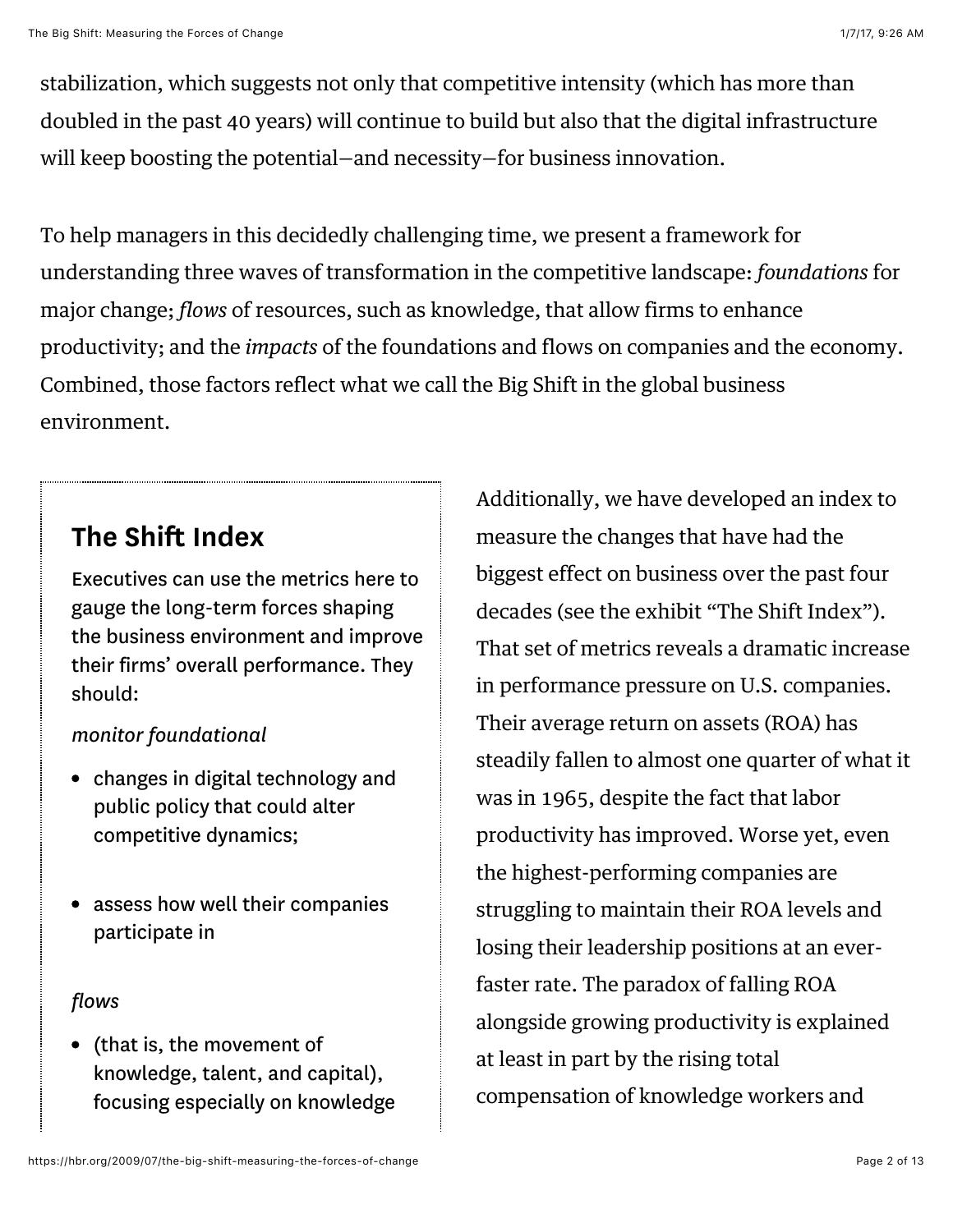stabilization, which suggests not only that competitive intensity (which has more than doubled in the past 40 years) will continue to build but also that the digital infrastructure will keep boosting the potential—and necessity—for business innovation.

To help managers in this decidedly challenging time, we present a framework for understanding three waves of transformation in the competitive landscape: *foundations* for major change; *flows* of resources, such as knowledge, that allow firms to enhance productivity; and the *impacts* of the foundations and flows on companies and the economy. Combined, those factors reflect what we call the Big Shift in the global business environment.

Additionally, we have developed an index to measure the changes that have had the biggest effect on business over the past four decades (see the exhibit "The Shift Index"). That set of metrics reveals a dramatic increase in performance pressure on U.S. companies. Their average return on assets (ROA) has steadily fallen to almost one quarter of what it was in 1965, despite the fact that labor productivity has improved. Worse yet, even the highest-performing companies are struggling to maintain their ROA levels and losing their leadership positions at an ever-faster rate. The paradox of falling ROA alongside growing productivity is explained at least in part by the rising total compensation of knowledge workers and

## The Shift Index

Executives can use the metrics here to gauge the long-term forces shaping the business environment and improve their firms' overall performance. They should:

*monitor foundational*

- changes in digital technology and public policy that could alter competitive dynamics;

- assess how well their companies participate in

*flows*

- (that is, the movement of knowledge, talent, and capital), focusing especially on knowledge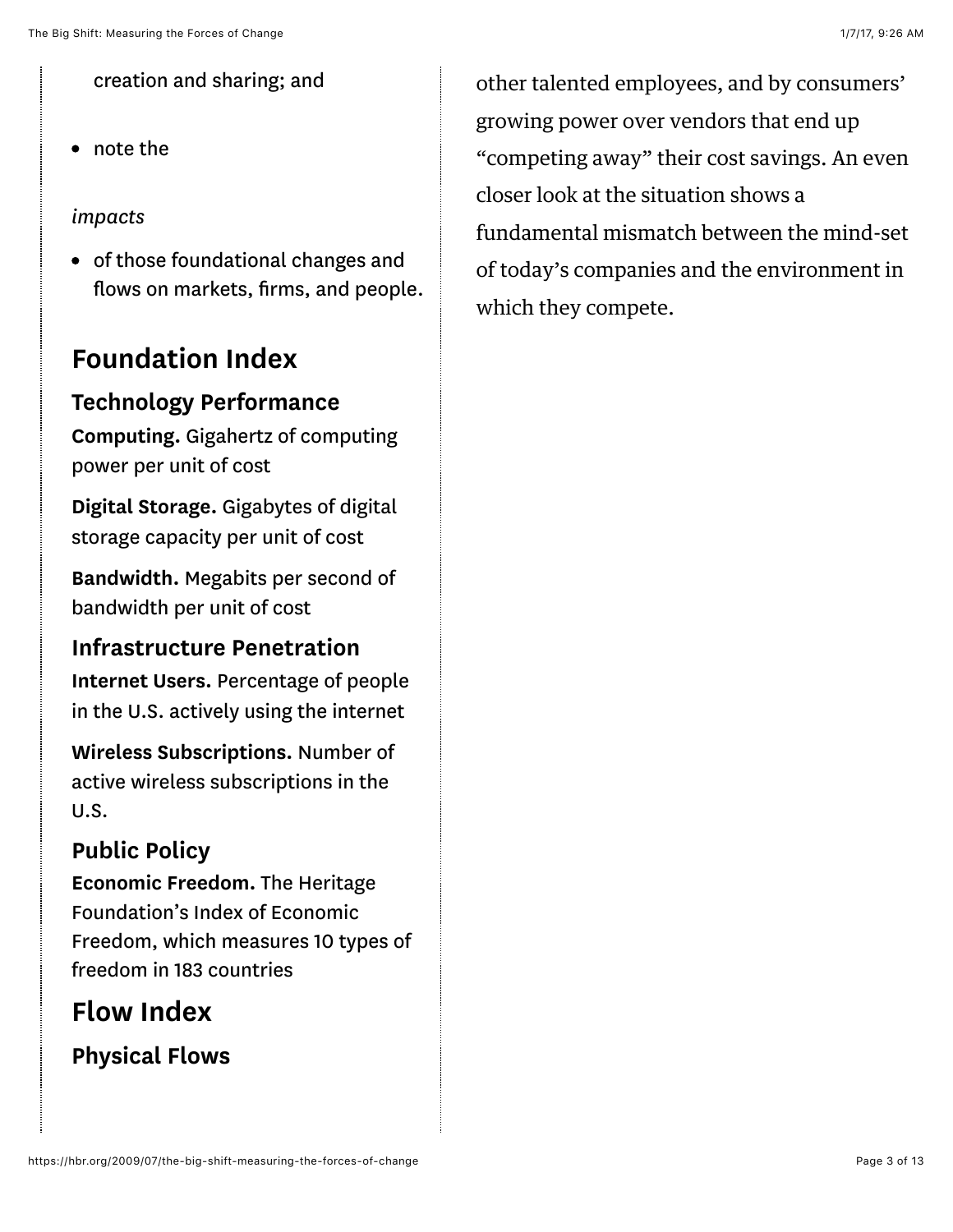creation and sharing; and

- note the

*impacts*

- of those foundational changes and flows on markets, firms, and people.

## Foundation Index

### Technology Performance

**Computing.** Gigahertz of computing power per unit of cost

**Digital Storage.** Gigabytes of digital storage capacity per unit of cost

**Bandwidth.** Megabits per second of bandwidth per unit of cost

### Infrastructure Penetration

**Internet Users.** Percentage of people in the U.S. actively using the internet

**Wireless Subscriptions.** Number of active wireless subscriptions in the U.S.

### Public Policy

**Economic Freedom.** The Heritage Foundation's Index of Economic Freedom, which measures 10 types of freedom in 183 countries

## Flow Index

### Physical Flows

other talented employees, and by consumers' growing power over vendors that end up "competing away" their cost savings. An even closer look at the situation shows a fundamental mismatch between the mind-set of today's companies and the environment in which they compete.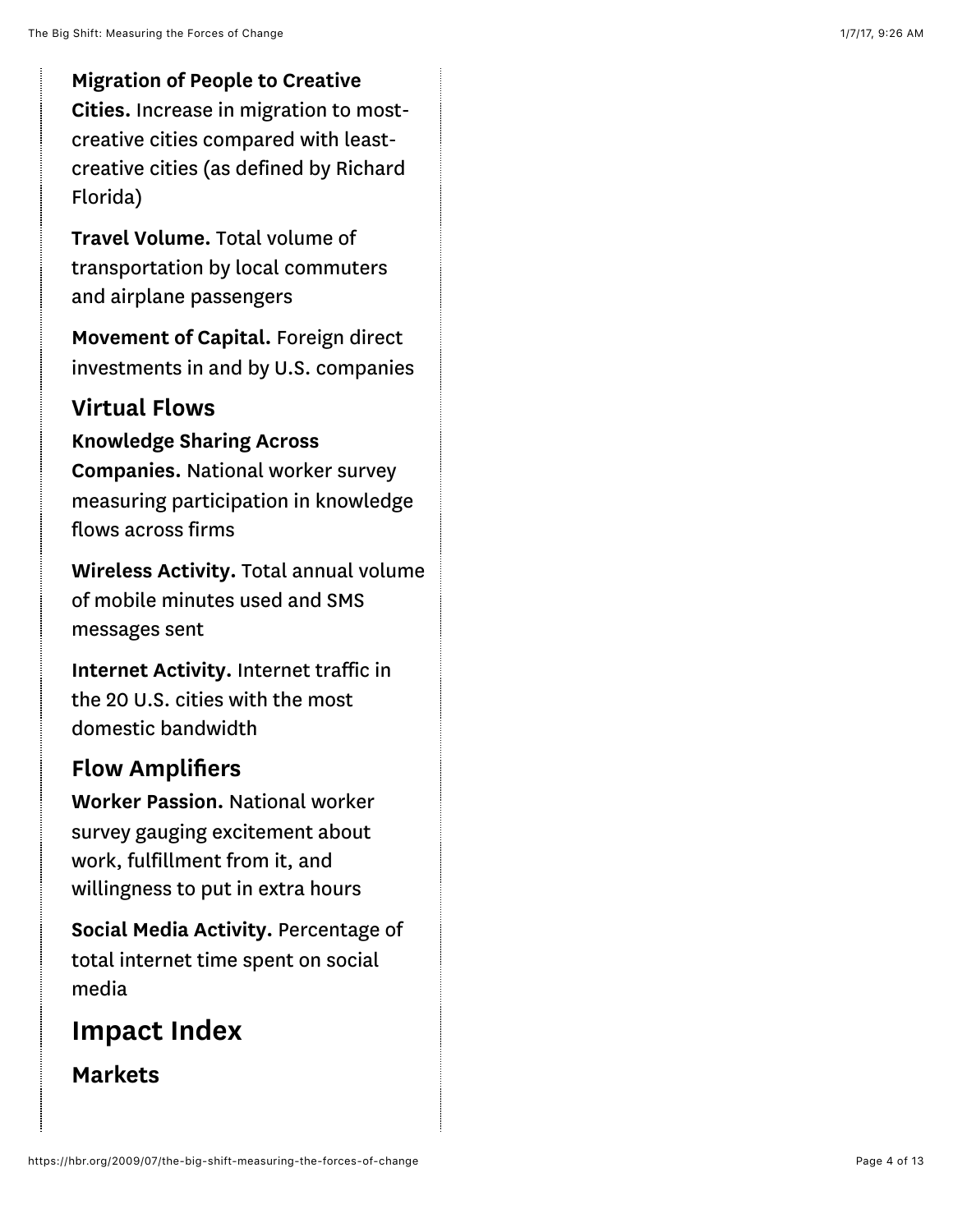**Migration of People to Creative Cities.** Increase in migration to most-creative cities compared with least-creative cities (as defined by Richard Florida)

**Travel Volume.** Total volume of transportation by local commuters and airplane passengers

**Movement of Capital.** Foreign direct investments in and by U.S. companies

### Virtual Flows

**Knowledge Sharing Across Companies.** National worker survey measuring participation in knowledge flows across firms

**Wireless Activity.** Total annual volume of mobile minutes used and SMS messages sent

**Internet Activity.** Internet traffic in the 20 U.S. cities with the most domestic bandwidth

### Flow Amplifiers

**Worker Passion.** National worker survey gauging excitement about work, fulfillment from it, and willingness to put in extra hours

**Social Media Activity.** Percentage of total internet time spent on social media

## Impact Index

### Markets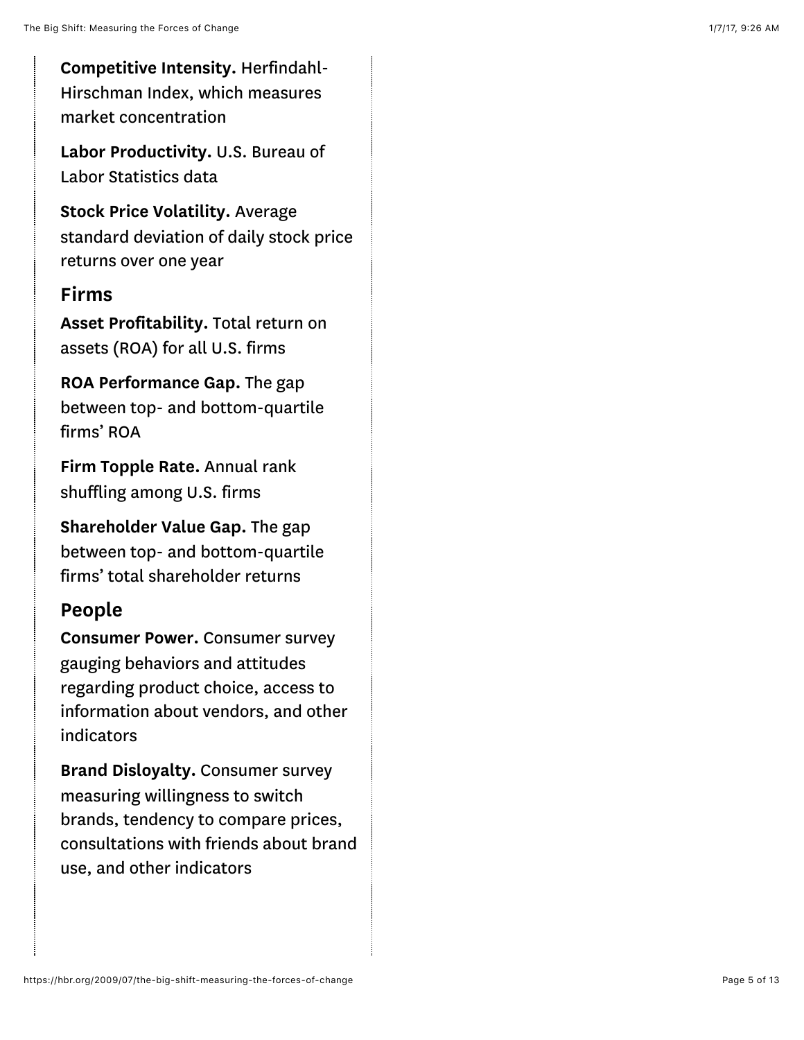**Competitive Intensity.** Herfindahl-Hirschman Index, which measures market concentration

**Labor Productivity.** U.S. Bureau of Labor Statistics data

**Stock Price Volatility.** Average standard deviation of daily stock price returns over one year

## Firms

**Asset Profitability.** Total return on assets (ROA) for all U.S. firms

**ROA Performance Gap.** The gap between top- and bottom-quartile firms' ROA

**Firm Topple Rate.** Annual rank shuffling among U.S. firms

**Shareholder Value Gap.** The gap between top- and bottom-quartile firms' total shareholder returns

## People

**Consumer Power.** Consumer survey gauging behaviors and attitudes regarding product choice, access to information about vendors, and other indicators

**Brand Disloyalty.** Consumer survey measuring willingness to switch brands, tendency to compare prices, consultations with friends about brand use, and other indicators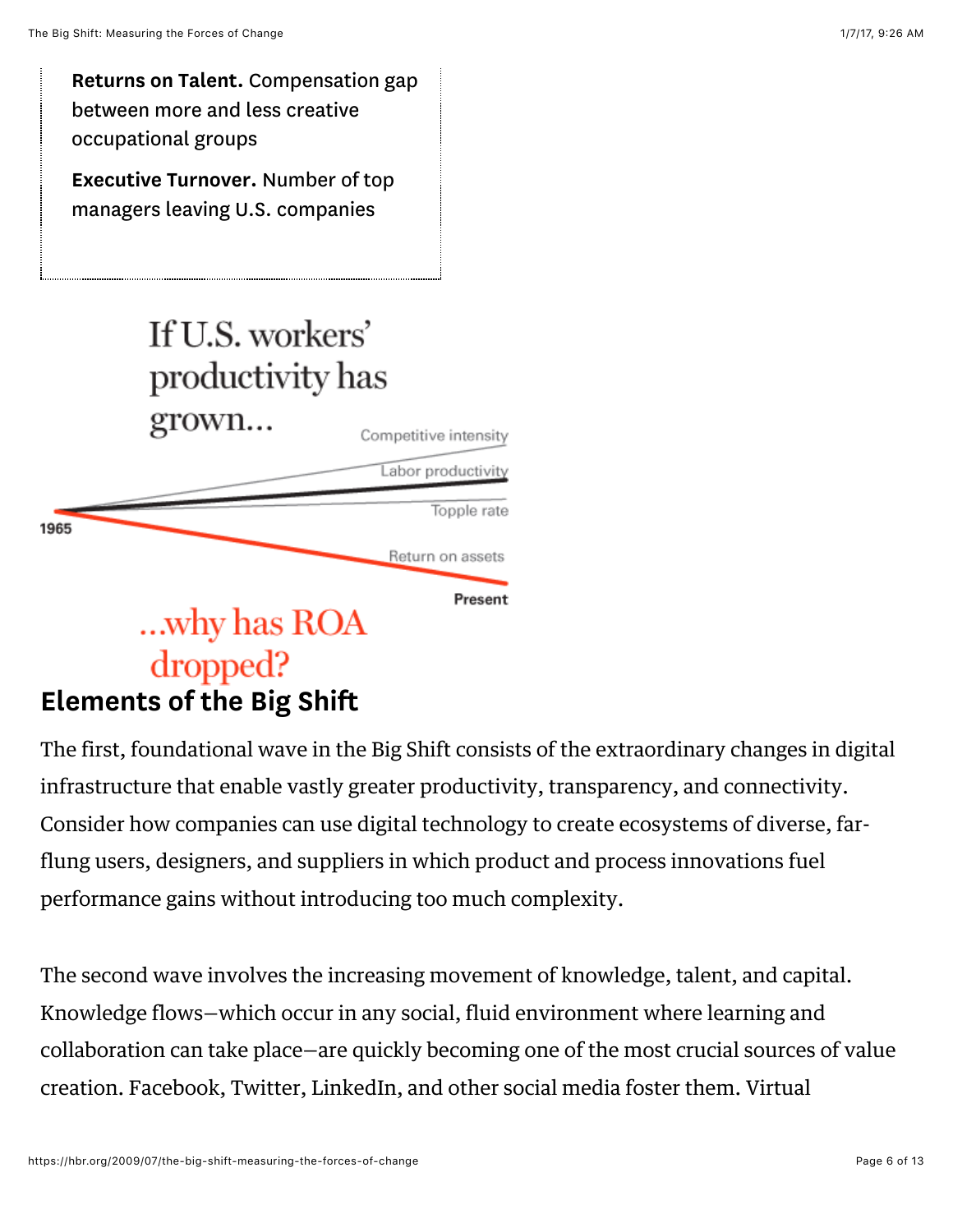**Returns on Talent.** Compensation gap between more and less creative occupational groups

**Executive Turnover.** Number of top managers leaving U.S. companies

If U.S. workers' productivity has grown...

Competitive intensity

Labor productivity

Topple rate

1965

Return on assets

Present

...why has ROA dropped?

## Elements of the Big Shift

The first, foundational wave in the Big Shift consists of the extraordinary changes in digital infrastructure that enable vastly greater productivity, transparency, and connectivity. Consider how companies can use digital technology to create ecosystems of diverse, far-flung users, designers, and suppliers in which product and process innovations fuel performance gains without introducing too much complexity.

The second wave involves the increasing movement of knowledge, talent, and capital. Knowledge flows—which occur in any social, fluid environment where learning and collaboration can take place—are quickly becoming one of the most crucial sources of value creation. Facebook, Twitter, LinkedIn, and other social media foster them. Virtual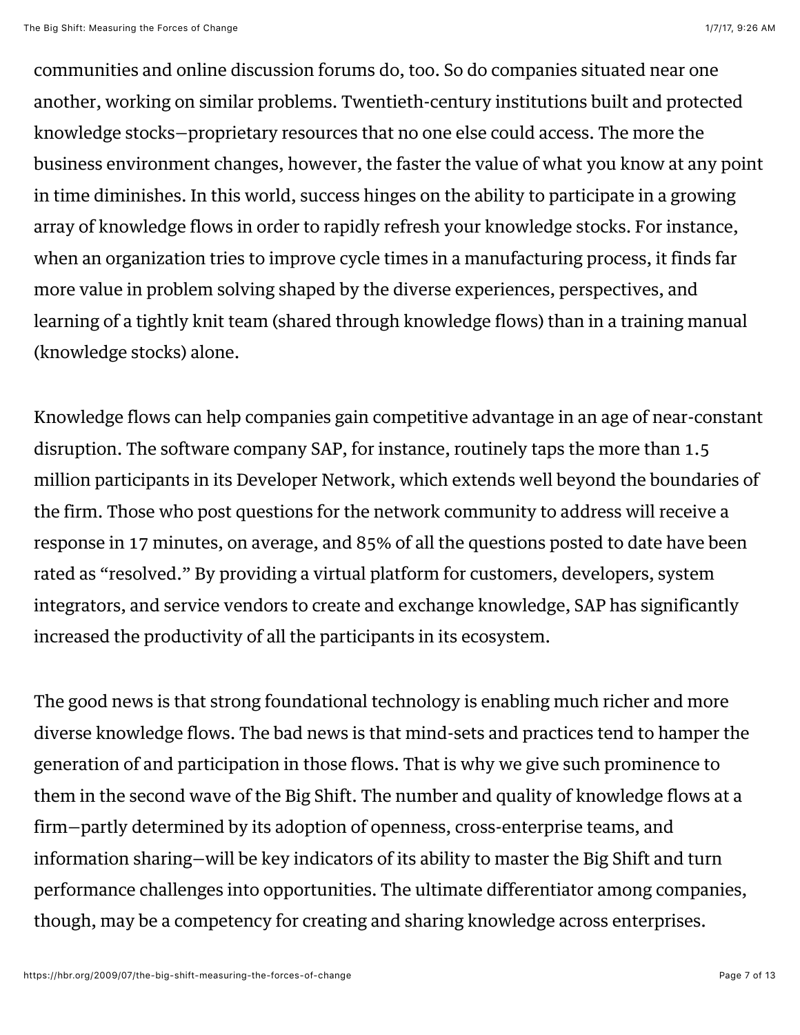communities and online discussion forums do, too. So do companies situated near one another, working on similar problems. Twentieth-century institutions built and protected knowledge stocks—proprietary resources that no one else could access. The more the business environment changes, however, the faster the value of what you know at any point in time diminishes. In this world, success hinges on the ability to participate in a growing array of knowledge flows in order to rapidly refresh your knowledge stocks. For instance, when an organization tries to improve cycle times in a manufacturing process, it finds far more value in problem solving shaped by the diverse experiences, perspectives, and learning of a tightly knit team (shared through knowledge flows) than in a training manual (knowledge stocks) alone.

Knowledge flows can help companies gain competitive advantage in an age of near-constant disruption. The software company SAP, for instance, routinely taps the more than 1.5 million participants in its Developer Network, which extends well beyond the boundaries of the firm. Those who post questions for the network community to address will receive a response in 17 minutes, on average, and 85% of all the questions posted to date have been rated as "resolved." By providing a virtual platform for customers, developers, system integrators, and service vendors to create and exchange knowledge, SAP has significantly increased the productivity of all the participants in its ecosystem.

The good news is that strong foundational technology is enabling much richer and more diverse knowledge flows. The bad news is that mind-sets and practices tend to hamper the generation of and participation in those flows. That is why we give such prominence to them in the second wave of the Big Shift. The number and quality of knowledge flows at a firm—partly determined by its adoption of openness, cross-enterprise teams, and information sharing—will be key indicators of its ability to master the Big Shift and turn performance challenges into opportunities. The ultimate differentiator among companies, though, may be a competency for creating and sharing knowledge across enterprises.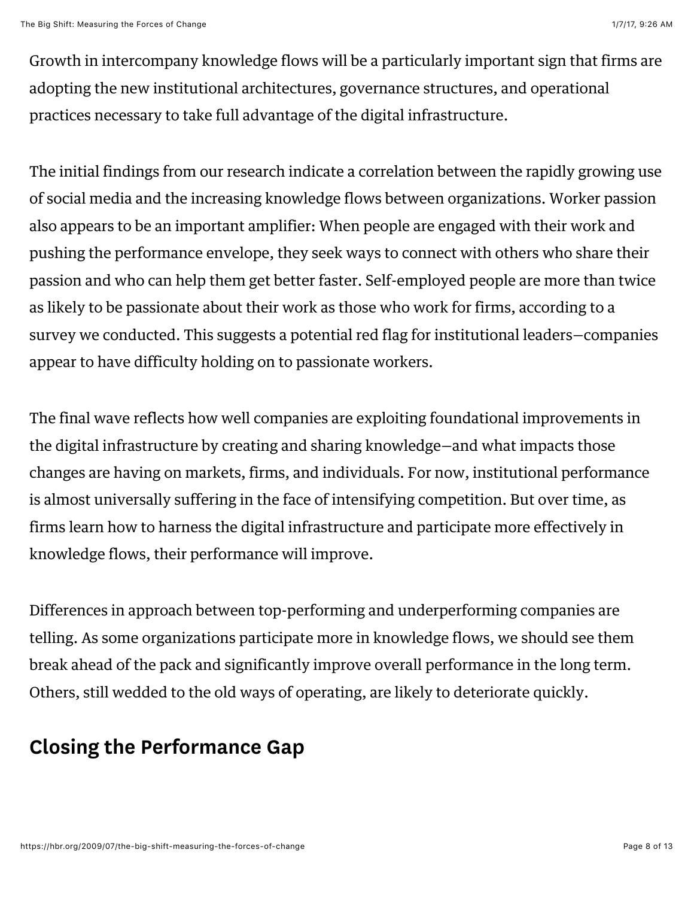Growth in intercompany knowledge flows will be a particularly important sign that firms are adopting the new institutional architectures, governance structures, and operational practices necessary to take full advantage of the digital infrastructure.

The initial findings from our research indicate a correlation between the rapidly growing use of social media and the increasing knowledge flows between organizations. Worker passion also appears to be an important amplifier: When people are engaged with their work and pushing the performance envelope, they seek ways to connect with others who share their passion and who can help them get better faster. Self-employed people are more than twice as likely to be passionate about their work as those who work for firms, according to a survey we conducted. This suggests a potential red flag for institutional leaders—companies appear to have difficulty holding on to passionate workers.

The final wave reflects how well companies are exploiting foundational improvements in the digital infrastructure by creating and sharing knowledge—and what impacts those changes are having on markets, firms, and individuals. For now, institutional performance is almost universally suffering in the face of intensifying competition. But over time, as firms learn how to harness the digital infrastructure and participate more effectively in knowledge flows, their performance will improve.

Differences in approach between top-performing and underperforming companies are telling. As some organizations participate more in knowledge flows, we should see them break ahead of the pack and significantly improve overall performance in the long term. Others, still wedded to the old ways of operating, are likely to deteriorate quickly.

## Closing the Performance Gap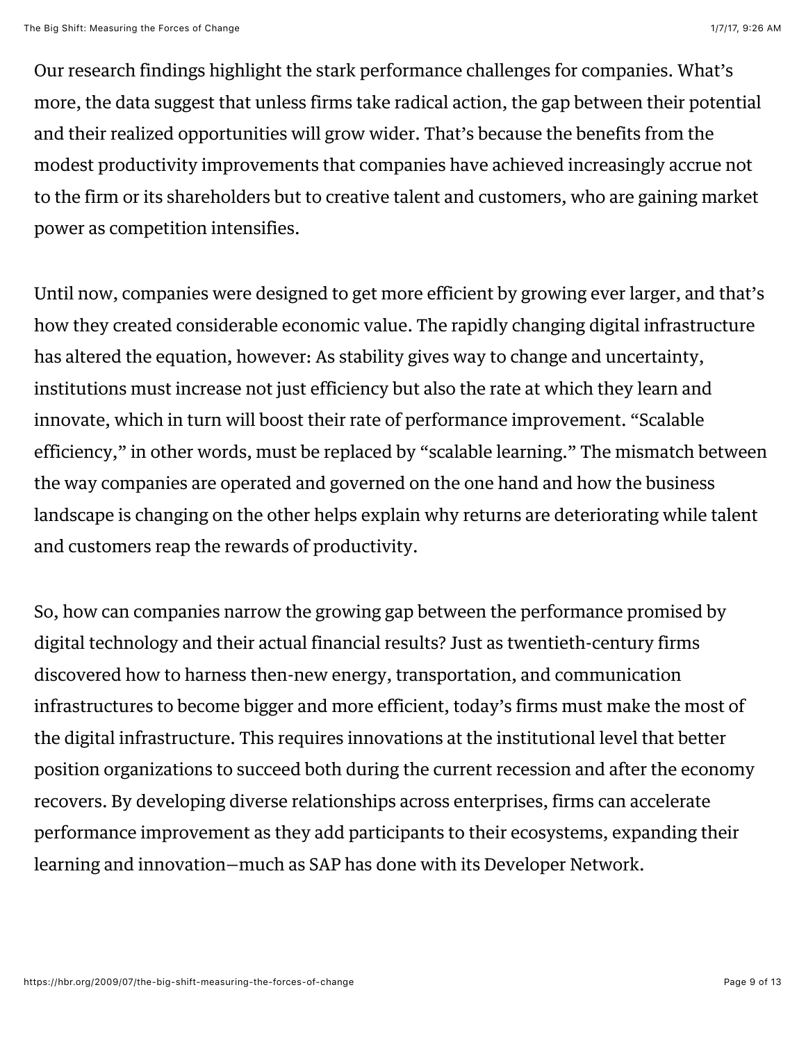Our research findings highlight the stark performance challenges for companies. What's more, the data suggest that unless firms take radical action, the gap between their potential and their realized opportunities will grow wider. That's because the benefits from the modest productivity improvements that companies have achieved increasingly accrue not to the firm or its shareholders but to creative talent and customers, who are gaining market power as competition intensifies.

Until now, companies were designed to get more efficient by growing ever larger, and that's how they created considerable economic value. The rapidly changing digital infrastructure has altered the equation, however: As stability gives way to change and uncertainty, institutions must increase not just efficiency but also the rate at which they learn and innovate, which in turn will boost their rate of performance improvement. "Scalable efficiency," in other words, must be replaced by "scalable learning." The mismatch between the way companies are operated and governed on the one hand and how the business landscape is changing on the other helps explain why returns are deteriorating while talent and customers reap the rewards of productivity.

So, how can companies narrow the growing gap between the performance promised by digital technology and their actual financial results? Just as twentieth-century firms discovered how to harness then-new energy, transportation, and communication infrastructures to become bigger and more efficient, today's firms must make the most of the digital infrastructure. This requires innovations at the institutional level that better position organizations to succeed both during the current recession and after the economy recovers. By developing diverse relationships across enterprises, firms can accelerate performance improvement as they add participants to their ecosystems, expanding their learning and innovation—much as SAP has done with its Developer Network.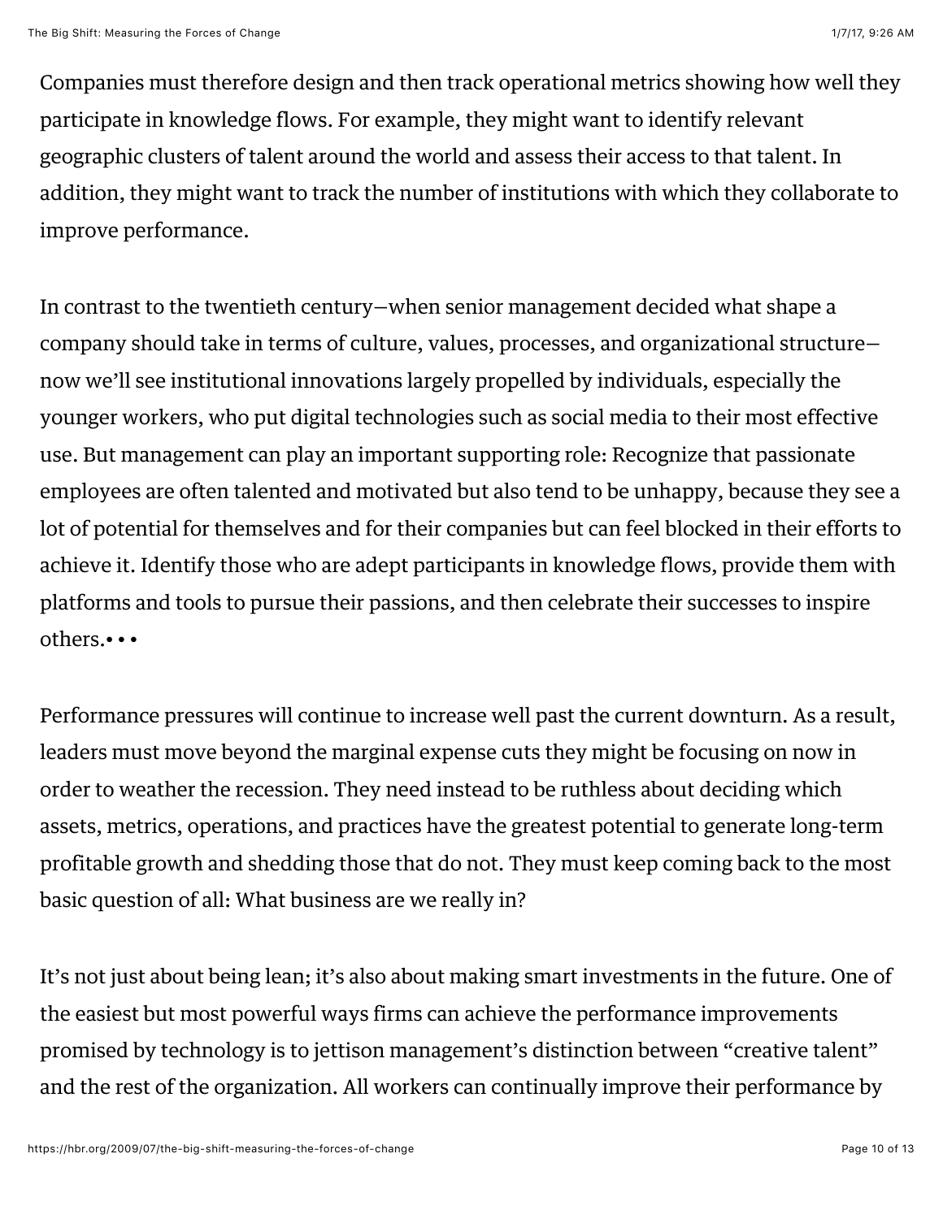Companies must therefore design and then track operational metrics showing how well they participate in knowledge flows. For example, they might want to identify relevant geographic clusters of talent around the world and assess their access to that talent. In addition, they might want to track the number of institutions with which they collaborate to improve performance.

In contrast to the twentieth century—when senior management decided what shape a company should take in terms of culture, values, processes, and organizational structure—now we'll see institutional innovations largely propelled by individuals, especially the younger workers, who put digital technologies such as social media to their most effective use. But management can play an important supporting role: Recognize that passionate employees are often talented and motivated but also tend to be unhappy, because they see a lot of potential for themselves and for their companies but can feel blocked in their efforts to achieve it. Identify those who are adept participants in knowledge flows, provide them with platforms and tools to pursue their passions, and then celebrate their successes to inspire others.• • •

Performance pressures will continue to increase well past the current downturn. As a result, leaders must move beyond the marginal expense cuts they might be focusing on now in order to weather the recession. They need instead to be ruthless about deciding which assets, metrics, operations, and practices have the greatest potential to generate long-term profitable growth and shedding those that do not. They must keep coming back to the most basic question of all: What business are we really in?

It's not just about being lean; it's also about making smart investments in the future. One of the easiest but most powerful ways firms can achieve the performance improvements promised by technology is to jettison management's distinction between "creative talent" and the rest of the organization. All workers can continually improve their performance by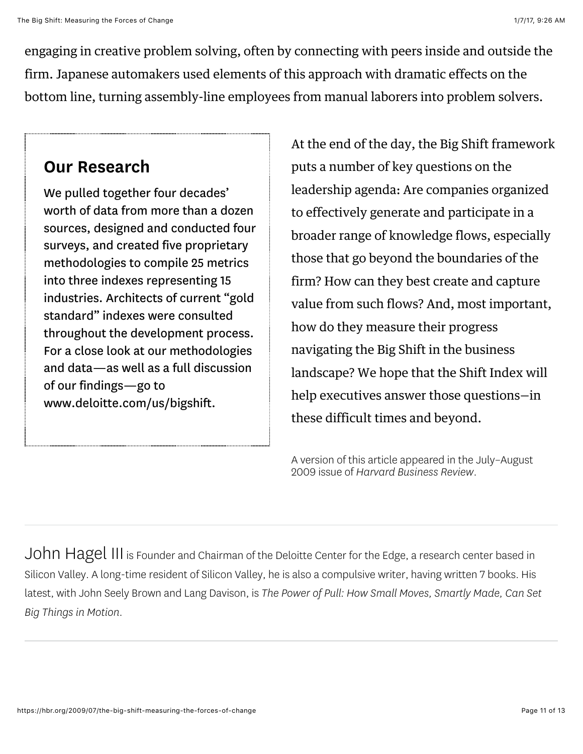engaging in creative problem solving, often by connecting with peers inside and outside the firm. Japanese automakers used elements of this approach with dramatic effects on the bottom line, turning assembly-line employees from manual laborers into problem solvers.

At the end of the day, the Big Shift framework puts a number of key questions on the leadership agenda: Are companies organized to effectively generate and participate in a broader range of knowledge flows, especially those that go beyond the boundaries of the firm? How can they best create and capture value from such flows? And, most important, how do they measure their progress navigating the Big Shift in the business landscape? We hope that the Shift Index will help executives answer those questions—in these difficult times and beyond.

## Our Research

We pulled together four decades' worth of data from more than a dozen sources, designed and conducted four surveys, and created five proprietary methodologies to compile 25 metrics into three indexes representing 15 industries. Architects of current "gold standard" indexes were consulted throughout the development process. For a close look at our methodologies and data—as well as a full discussion of our findings—go to www.deloitte.com/us/bigshift.

A version of this article appeared in the July–August 2009 issue of *Harvard Business Review*.

---

John Hagel III is Founder and Chairman of the Deloitte Center for the Edge, a research center based in Silicon Valley. A long-time resident of Silicon Valley, he is also a compulsive writer, having written 7 books. His latest, with John Seely Brown and Lang Davison, is *The Power of Pull: How Small Moves, Smartly Made, Can Set Big Things in Motion*.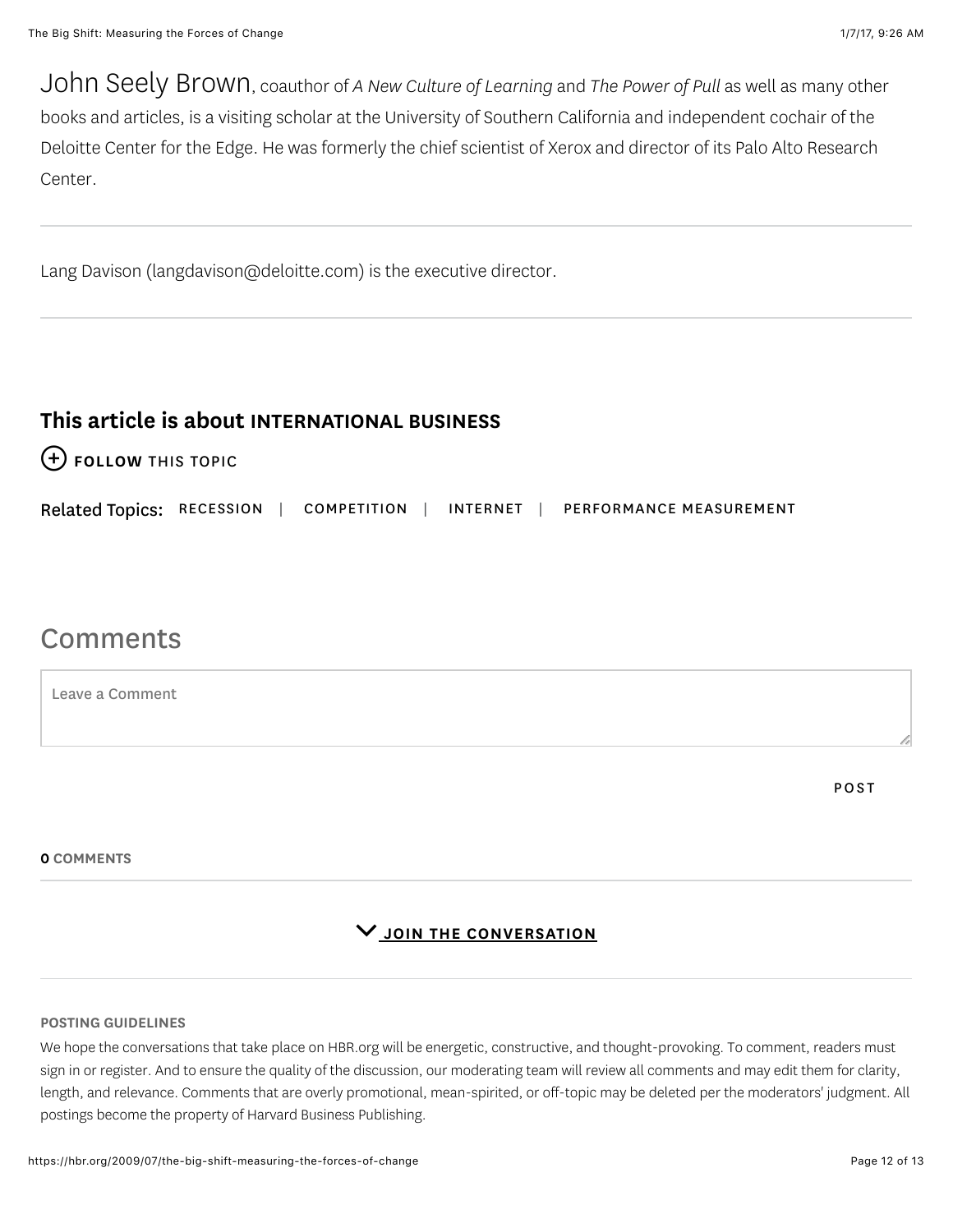John Seely Brown, coauthor of *A New Culture of Learning* and *The Power of Pull* as well as many other books and articles, is a visiting scholar at the University of Southern California and independent cochair of the Deloitte Center for the Edge. He was formerly the chief scientist of Xerox and director of its Palo Alto Research Center.

---

Lang Davison (langdavison@deloitte.com) is the executive director.

---

**This article is about INTERNATIONAL BUSINESS**

**FOLLOW** THIS TOPIC

Related Topics: RECESSION | COMPETITION | INTERNET | PERFORMANCE MEASUREMENT

## Comments

Leave a Comment

POST

**0 COMMENTS**

---

**JOIN THE CONVERSATION**

---

**POSTING GUIDELINES**

We hope the conversations that take place on HBR.org will be energetic, constructive, and thought-provoking. To comment, readers must sign in or register. And to ensure the quality of the discussion, our moderating team will review all comments and may edit them for clarity, length, and relevance. Comments that are overly promotional, mean-spirited, or off-topic may be deleted per the moderators' judgment. All postings become the property of Harvard Business Publishing.